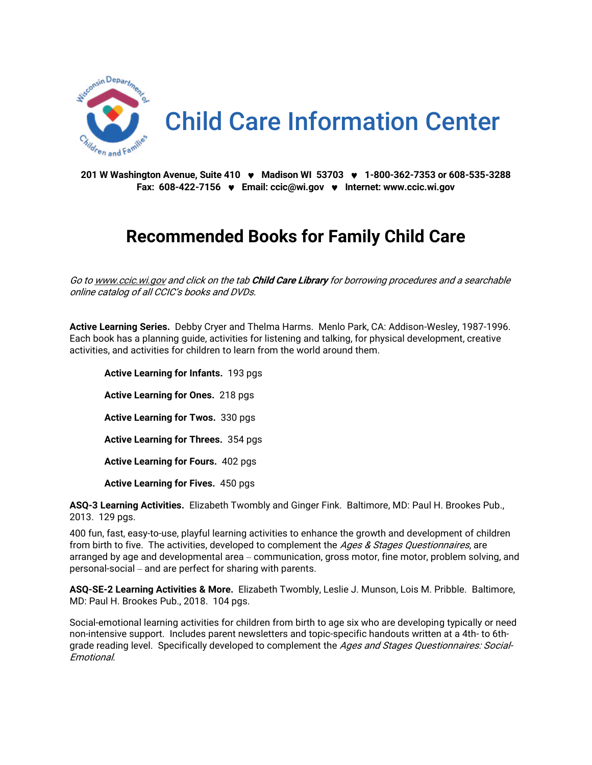# Child Care Information Center

**201 W Washington Avenue, Suite 410 ♥ Madison WI 53703 ♥ 1-800-362-7353 or 608-535-3288**
**Fax: 608-422-7156 ♥ Email: ccic@wi.gov ♥ Internet: www.ccic.wi.gov**

## Recommended Books for Family Child Care

*Go to www.ccic.wi.gov and click on the tab **Child Care Library** for borrowing procedures and a searchable online catalog of all CCIC's books and DVDs.*

**Active Learning Series.** Debby Cryer and Thelma Harms. Menlo Park, CA: Addison-Wesley, 1987-1996. Each book has a planning guide, activities for listening and talking, for physical development, creative activities, and activities for children to learn from the world around them.

> **Active Learning for Infants.** 193 pgs
>
> **Active Learning for Ones.** 218 pgs
>
> **Active Learning for Twos.** 330 pgs
>
> **Active Learning for Threes.** 354 pgs
>
> **Active Learning for Fours.** 402 pgs
>
> **Active Learning for Fives.** 450 pgs

**ASQ-3 Learning Activities.** Elizabeth Twombly and Ginger Fink. Baltimore, MD: Paul H. Brookes Pub., 2013. 129 pgs.

400 fun, fast, easy-to-use, playful learning activities to enhance the growth and development of children from birth to five. The activities, developed to complement the *Ages & Stages Questionnaires*, are arranged by age and developmental area – communication, gross motor, fine motor, problem solving, and personal-social – and are perfect for sharing with parents.

**ASQ-SE-2 Learning Activities & More.** Elizabeth Twombly, Leslie J. Munson, Lois M. Pribble. Baltimore, MD: Paul H. Brookes Pub., 2018. 104 pgs.

Social-emotional learning activities for children from birth to age six who are developing typically or need non-intensive support. Includes parent newsletters and topic-specific handouts written at a 4th- to 6th-grade reading level. Specifically developed to complement the *Ages and Stages Questionnaires: Social-Emotional*.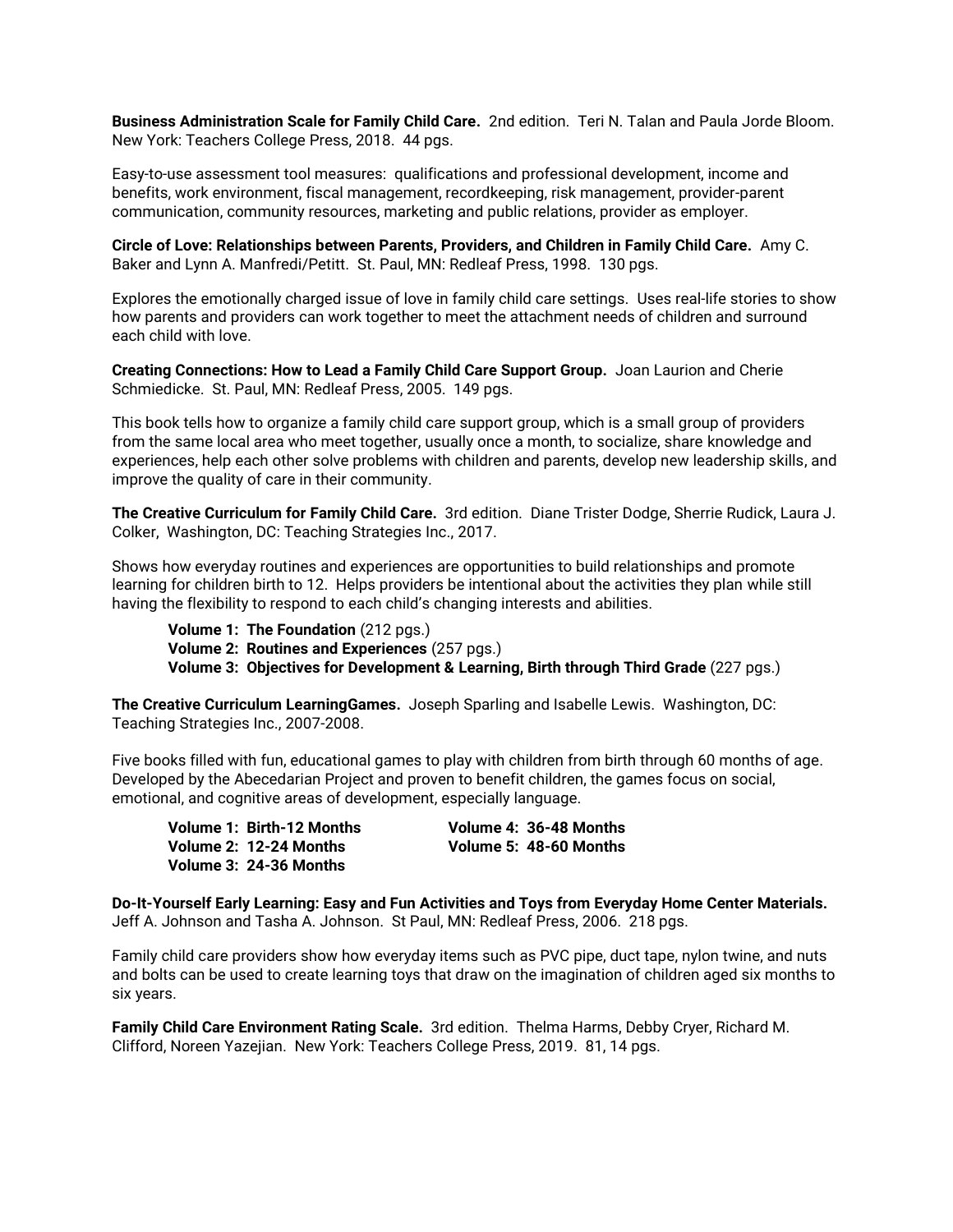**Business Administration Scale for Family Child Care.** 2nd edition. Teri N. Talan and Paula Jorde Bloom. New York: Teachers College Press, 2018. 44 pgs.

Easy-to-use assessment tool measures: qualifications and professional development, income and benefits, work environment, fiscal management, recordkeeping, risk management, provider-parent communication, community resources, marketing and public relations, provider as employer.

**Circle of Love: Relationships between Parents, Providers, and Children in Family Child Care.** Amy C. Baker and Lynn A. Manfredi/Petitt. St. Paul, MN: Redleaf Press, 1998. 130 pgs.

Explores the emotionally charged issue of love in family child care settings. Uses real-life stories to show how parents and providers can work together to meet the attachment needs of children and surround each child with love.

**Creating Connections: How to Lead a Family Child Care Support Group.** Joan Laurion and Cherie Schmiedicke. St. Paul, MN: Redleaf Press, 2005. 149 pgs.

This book tells how to organize a family child care support group, which is a small group of providers from the same local area who meet together, usually once a month, to socialize, share knowledge and experiences, help each other solve problems with children and parents, develop new leadership skills, and improve the quality of care in their community.

**The Creative Curriculum for Family Child Care.** 3rd edition. Diane Trister Dodge, Sherrie Rudick, Laura J. Colker, Washington, DC: Teaching Strategies Inc., 2017.

Shows how everyday routines and experiences are opportunities to build relationships and promote learning for children birth to 12. Helps providers be intentional about the activities they plan while still having the flexibility to respond to each child's changing interests and abilities.

- **Volume 1: The Foundation** (212 pgs.)
- **Volume 2: Routines and Experiences** (257 pgs.)
- **Volume 3: Objectives for Development & Learning, Birth through Third Grade** (227 pgs.)

**The Creative Curriculum LearningGames.** Joseph Sparling and Isabelle Lewis. Washington, DC: Teaching Strategies Inc., 2007-2008.

Five books filled with fun, educational games to play with children from birth through 60 months of age. Developed by the Abecedarian Project and proven to benefit children, the games focus on social, emotional, and cognitive areas of development, especially language.

- **Volume 1: Birth-12 Months**
- **Volume 2: 12-24 Months**
- **Volume 3: 24-36 Months**
- **Volume 4: 36-48 Months**
- **Volume 5: 48-60 Months**

**Do-It-Yourself Early Learning: Easy and Fun Activities and Toys from Everyday Home Center Materials.** Jeff A. Johnson and Tasha A. Johnson. St Paul, MN: Redleaf Press, 2006. 218 pgs.

Family child care providers show how everyday items such as PVC pipe, duct tape, nylon twine, and nuts and bolts can be used to create learning toys that draw on the imagination of children aged six months to six years.

**Family Child Care Environment Rating Scale.** 3rd edition. Thelma Harms, Debby Cryer, Richard M. Clifford, Noreen Yazejian. New York: Teachers College Press, 2019. 81, 14 pgs.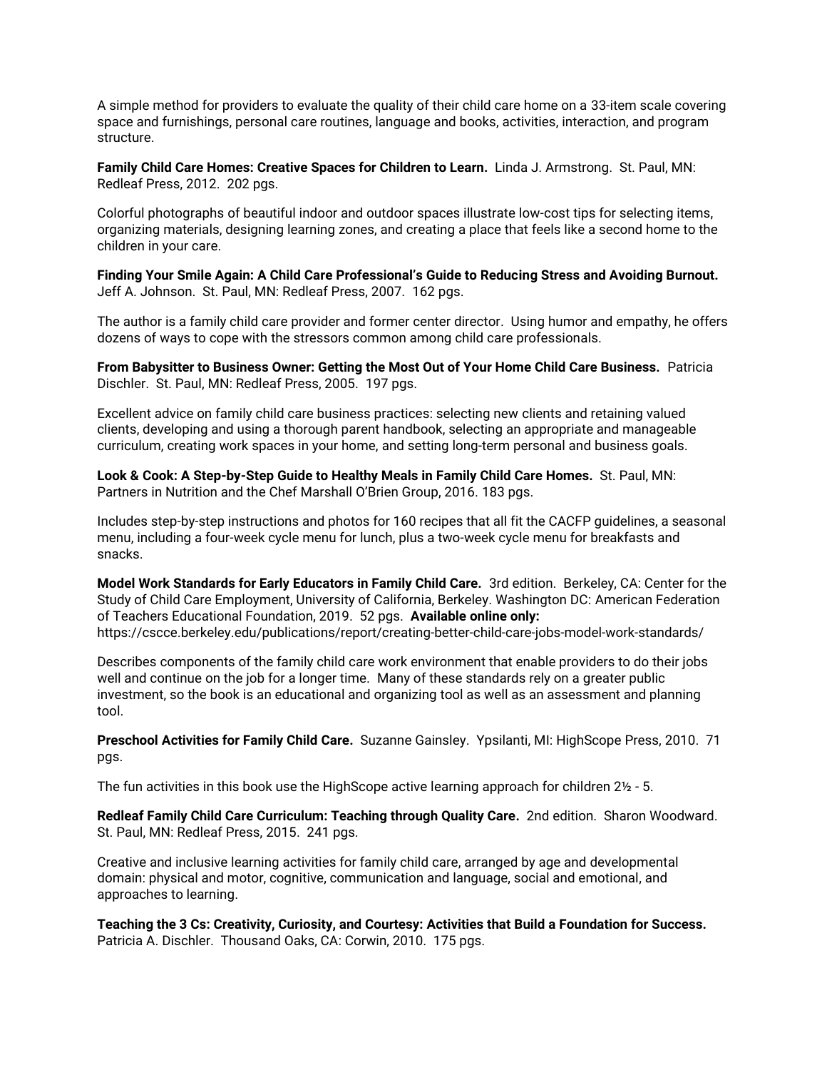A simple method for providers to evaluate the quality of their child care home on a 33-item scale covering space and furnishings, personal care routines, language and books, activities, interaction, and program structure.

**Family Child Care Homes: Creative Spaces for Children to Learn.** Linda J. Armstrong. St. Paul, MN: Redleaf Press, 2012. 202 pgs.

Colorful photographs of beautiful indoor and outdoor spaces illustrate low-cost tips for selecting items, organizing materials, designing learning zones, and creating a place that feels like a second home to the children in your care.

**Finding Your Smile Again: A Child Care Professional's Guide to Reducing Stress and Avoiding Burnout.** Jeff A. Johnson. St. Paul, MN: Redleaf Press, 2007. 162 pgs.

The author is a family child care provider and former center director. Using humor and empathy, he offers dozens of ways to cope with the stressors common among child care professionals.

**From Babysitter to Business Owner: Getting the Most Out of Your Home Child Care Business.** Patricia Dischler. St. Paul, MN: Redleaf Press, 2005. 197 pgs.

Excellent advice on family child care business practices: selecting new clients and retaining valued clients, developing and using a thorough parent handbook, selecting an appropriate and manageable curriculum, creating work spaces in your home, and setting long-term personal and business goals.

**Look & Cook: A Step-by-Step Guide to Healthy Meals in Family Child Care Homes.** St. Paul, MN: Partners in Nutrition and the Chef Marshall O'Brien Group, 2016. 183 pgs.

Includes step-by-step instructions and photos for 160 recipes that all fit the CACFP guidelines, a seasonal menu, including a four-week cycle menu for lunch, plus a two-week cycle menu for breakfasts and snacks.

**Model Work Standards for Early Educators in Family Child Care.** 3rd edition. Berkeley, CA: Center for the Study of Child Care Employment, University of California, Berkeley. Washington DC: American Federation of Teachers Educational Foundation, 2019. 52 pgs. **Available online only:** https://cscce.berkeley.edu/publications/report/creating-better-child-care-jobs-model-work-standards/

Describes components of the family child care work environment that enable providers to do their jobs well and continue on the job for a longer time. Many of these standards rely on a greater public investment, so the book is an educational and organizing tool as well as an assessment and planning tool.

**Preschool Activities for Family Child Care.** Suzanne Gainsley. Ypsilanti, MI: HighScope Press, 2010. 71 pgs.

The fun activities in this book use the HighScope active learning approach for children 2½ - 5.

**Redleaf Family Child Care Curriculum: Teaching through Quality Care.** 2nd edition. Sharon Woodward. St. Paul, MN: Redleaf Press, 2015. 241 pgs.

Creative and inclusive learning activities for family child care, arranged by age and developmental domain: physical and motor, cognitive, communication and language, social and emotional, and approaches to learning.

**Teaching the 3 Cs: Creativity, Curiosity, and Courtesy: Activities that Build a Foundation for Success.** Patricia A. Dischler. Thousand Oaks, CA: Corwin, 2010. 175 pgs.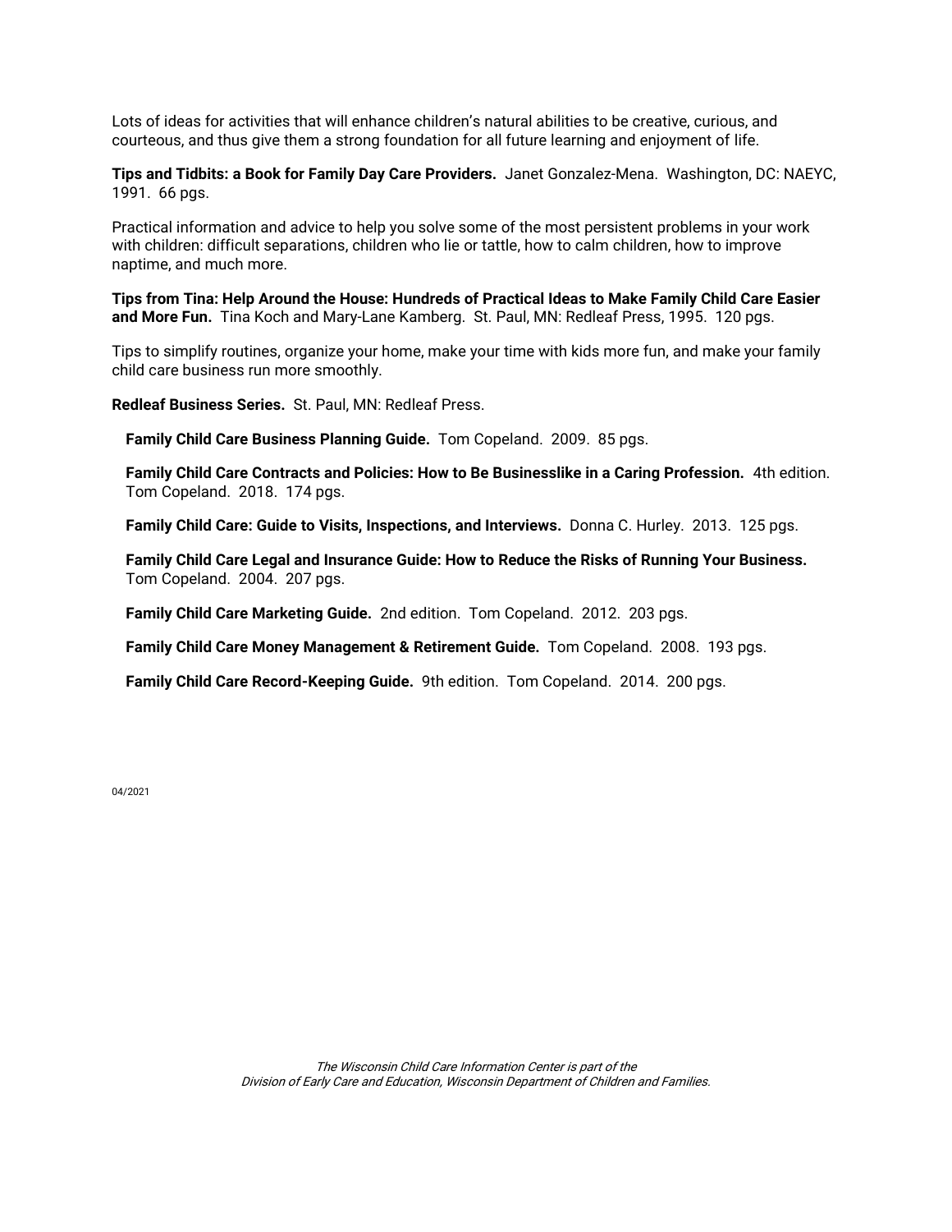Lots of ideas for activities that will enhance children's natural abilities to be creative, curious, and courteous, and thus give them a strong foundation for all future learning and enjoyment of life.

**Tips and Tidbits: a Book for Family Day Care Providers.** Janet Gonzalez-Mena. Washington, DC: NAEYC, 1991. 66 pgs.

Practical information and advice to help you solve some of the most persistent problems in your work with children: difficult separations, children who lie or tattle, how to calm children, how to improve naptime, and much more.

**Tips from Tina: Help Around the House: Hundreds of Practical Ideas to Make Family Child Care Easier and More Fun.** Tina Koch and Mary-Lane Kamberg. St. Paul, MN: Redleaf Press, 1995. 120 pgs.

Tips to simplify routines, organize your home, make your time with kids more fun, and make your family child care business run more smoothly.

**Redleaf Business Series.** St. Paul, MN: Redleaf Press.

- **Family Child Care Business Planning Guide.** Tom Copeland. 2009. 85 pgs.
- **Family Child Care Contracts and Policies: How to Be Businesslike in a Caring Profession.** 4th edition. Tom Copeland. 2018. 174 pgs.
- **Family Child Care: Guide to Visits, Inspections, and Interviews.** Donna C. Hurley. 2013. 125 pgs.
- **Family Child Care Legal and Insurance Guide: How to Reduce the Risks of Running Your Business.** Tom Copeland. 2004. 207 pgs.
- **Family Child Care Marketing Guide.** 2nd edition. Tom Copeland. 2012. 203 pgs.
- **Family Child Care Money Management & Retirement Guide.** Tom Copeland. 2008. 193 pgs.
- **Family Child Care Record-Keeping Guide.** 9th edition. Tom Copeland. 2014. 200 pgs.

04/2021

*The Wisconsin Child Care Information Center is part of the Division of Early Care and Education, Wisconsin Department of Children and Families.*